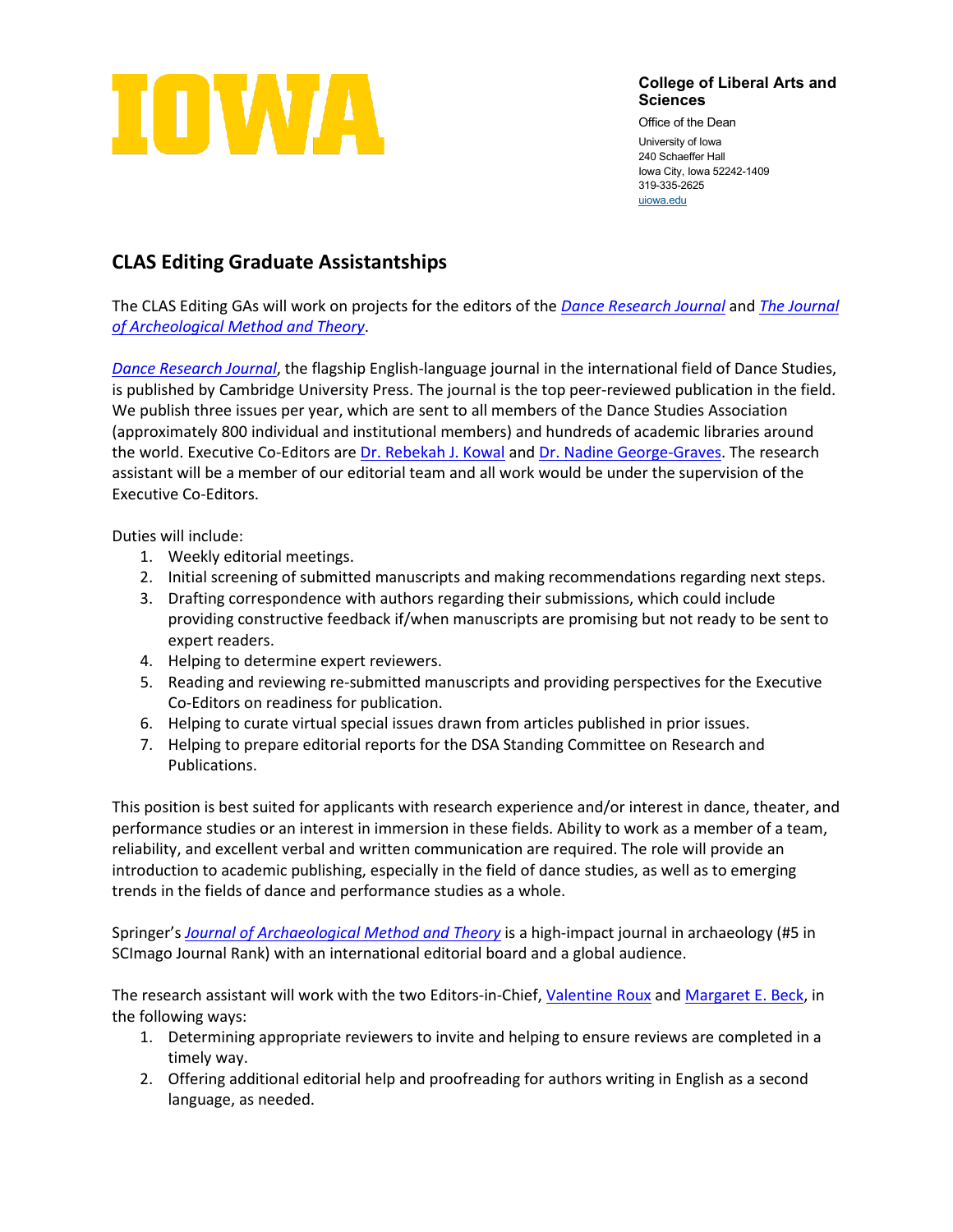**IOWA**

**College of Liberal Arts and Sciences**

Office of the Dean

University of Iowa
240 Schaeffer Hall
Iowa City, Iowa 52242-1409
319-335-2625
uiowa.edu

## CLAS Editing Graduate Assistantships

The CLAS Editing GAs will work on projects for the editors of the *Dance Research Journal* and *The Journal of Archeological Method and Theory*.

*Dance Research Journal*, the flagship English-language journal in the international field of Dance Studies, is published by Cambridge University Press. The journal is the top peer-reviewed publication in the field. We publish three issues per year, which are sent to all members of the Dance Studies Association (approximately 800 individual and institutional members) and hundreds of academic libraries around the world. Executive Co-Editors are Dr. Rebekah J. Kowal and Dr. Nadine George-Graves. The research assistant will be a member of our editorial team and all work would be under the supervision of the Executive Co-Editors.

Duties will include:

1. Weekly editorial meetings.
2. Initial screening of submitted manuscripts and making recommendations regarding next steps.
3. Drafting correspondence with authors regarding their submissions, which could include providing constructive feedback if/when manuscripts are promising but not ready to be sent to expert readers.
4. Helping to determine expert reviewers.
5. Reading and reviewing re-submitted manuscripts and providing perspectives for the Executive Co-Editors on readiness for publication.
6. Helping to curate virtual special issues drawn from articles published in prior issues.
7. Helping to prepare editorial reports for the DSA Standing Committee on Research and Publications.

This position is best suited for applicants with research experience and/or interest in dance, theater, and performance studies or an interest in immersion in these fields. Ability to work as a member of a team, reliability, and excellent verbal and written communication are required. The role will provide an introduction to academic publishing, especially in the field of dance studies, as well as to emerging trends in the fields of dance and performance studies as a whole.

Springer's *Journal of Archaeological Method and Theory* is a high-impact journal in archaeology (#5 in SCImago Journal Rank) with an international editorial board and a global audience.

The research assistant will work with the two Editors-in-Chief, Valentine Roux and Margaret E. Beck, in the following ways:

1. Determining appropriate reviewers to invite and helping to ensure reviews are completed in a timely way.
2. Offering additional editorial help and proofreading for authors writing in English as a second language, as needed.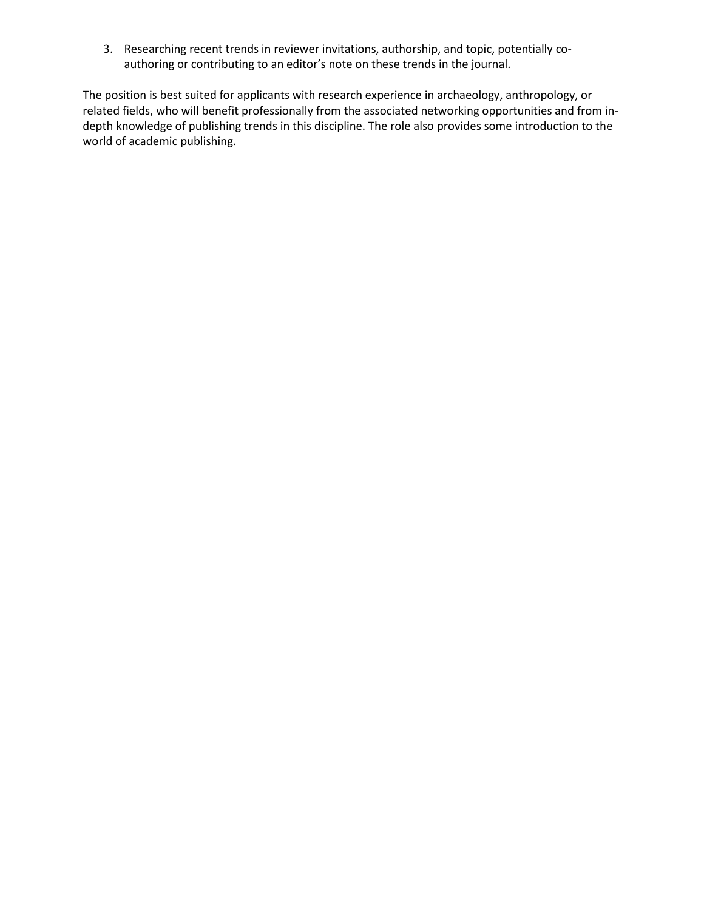3. Researching recent trends in reviewer invitations, authorship, and topic, potentially co-authoring or contributing to an editor's note on these trends in the journal.

The position is best suited for applicants with research experience in archaeology, anthropology, or related fields, who will benefit professionally from the associated networking opportunities and from in-depth knowledge of publishing trends in this discipline. The role also provides some introduction to the world of academic publishing.